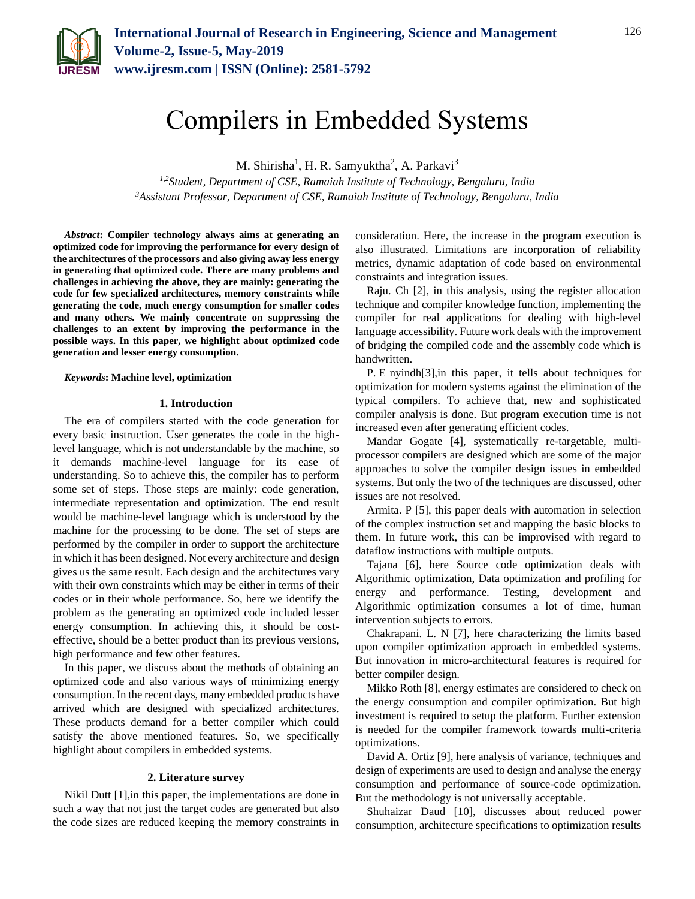# Compilers in Embedded Systems

M. Shirisha[1], H. R. Samyuktha[2], A. Parkavi[3]

[1,2]*Student, Department of CSE, Ramaiah Institute of Technology, Bengaluru, India*
[3]*Assistant Professor, Department of CSE, Ramaiah Institute of Technology, Bengaluru, India*

***Abstract*: Compiler technology always aims at generating an optimized code for improving the performance for every design of the architectures of the processors and also giving away less energy in generating that optimized code. There are many problems and challenges in achieving the above, they are mainly: generating the code for few specialized architectures, memory constraints while generating the code, much energy consumption for smaller codes and many others. We mainly concentrate on suppressing the challenges to an extent by improving the performance in the possible ways. In this paper, we highlight about optimized code generation and lesser energy consumption.**

***Keywords*: Machine level, optimization**

## 1. Introduction

The era of compilers started with the code generation for every basic instruction. User generates the code in the high-level language, which is not understandable by the machine, so it demands machine-level language for its ease of understanding. So to achieve this, the compiler has to perform some set of steps. Those steps are mainly: code generation, intermediate representation and optimization. The end result would be machine-level language which is understood by the machine for the processing to be done. The set of steps are performed by the compiler in order to support the architecture in which it has been designed. Not every architecture and design gives us the same result. Each design and the architectures vary with their own constraints which may be either in terms of their codes or in their whole performance. So, here we identify the problem as the generating an optimized code included lesser energy consumption. In achieving this, it should be cost-effective, should be a better product than its previous versions, high performance and few other features.

In this paper, we discuss about the methods of obtaining an optimized code and also various ways of minimizing energy consumption. In the recent days, many embedded products have arrived which are designed with specialized architectures. These products demand for a better compiler which could satisfy the above mentioned features. So, we specifically highlight about compilers in embedded systems.

## 2. Literature survey

Nikil Dutt [1],in this paper, the implementations are done in such a way that not just the target codes are generated but also the code sizes are reduced keeping the memory constraints in consideration. Here, the increase in the program execution is also illustrated. Limitations are incorporation of reliability metrics, dynamic adaptation of code based on environmental constraints and integration issues.

Raju. Ch [2], in this analysis, using the register allocation technique and compiler knowledge function, implementing the compiler for real applications for dealing with high-level language accessibility. Future work deals with the improvement of bridging the compiled code and the assembly code which is handwritten.

P. E nyindh[3],in this paper, it tells about techniques for optimization for modern systems against the elimination of the typical compilers. To achieve that, new and sophisticated compiler analysis is done. But program execution time is not increased even after generating efficient codes.

Mandar Gogate [4], systematically re-targetable, multi-processor compilers are designed which are some of the major approaches to solve the compiler design issues in embedded systems. But only the two of the techniques are discussed, other issues are not resolved.

Armita. P [5], this paper deals with automation in selection of the complex instruction set and mapping the basic blocks to them. In future work, this can be improvised with regard to dataflow instructions with multiple outputs.

Tajana [6], here Source code optimization deals with Algorithmic optimization, Data optimization and profiling for energy and performance. Testing, development and Algorithmic optimization consumes a lot of time, human intervention subjects to errors.

Chakrapani. L. N [7], here characterizing the limits based upon compiler optimization approach in embedded systems. But innovation in micro-architectural features is required for better compiler design.

Mikko Roth [8], energy estimates are considered to check on the energy consumption and compiler optimization. But high investment is required to setup the platform. Further extension is needed for the compiler framework towards multi-criteria optimizations.

David A. Ortiz [9], here analysis of variance, techniques and design of experiments are used to design and analyse the energy consumption and performance of source-code optimization. But the methodology is not universally acceptable.

Shuhaizar Daud [10], discusses about reduced power consumption, architecture specifications to optimization results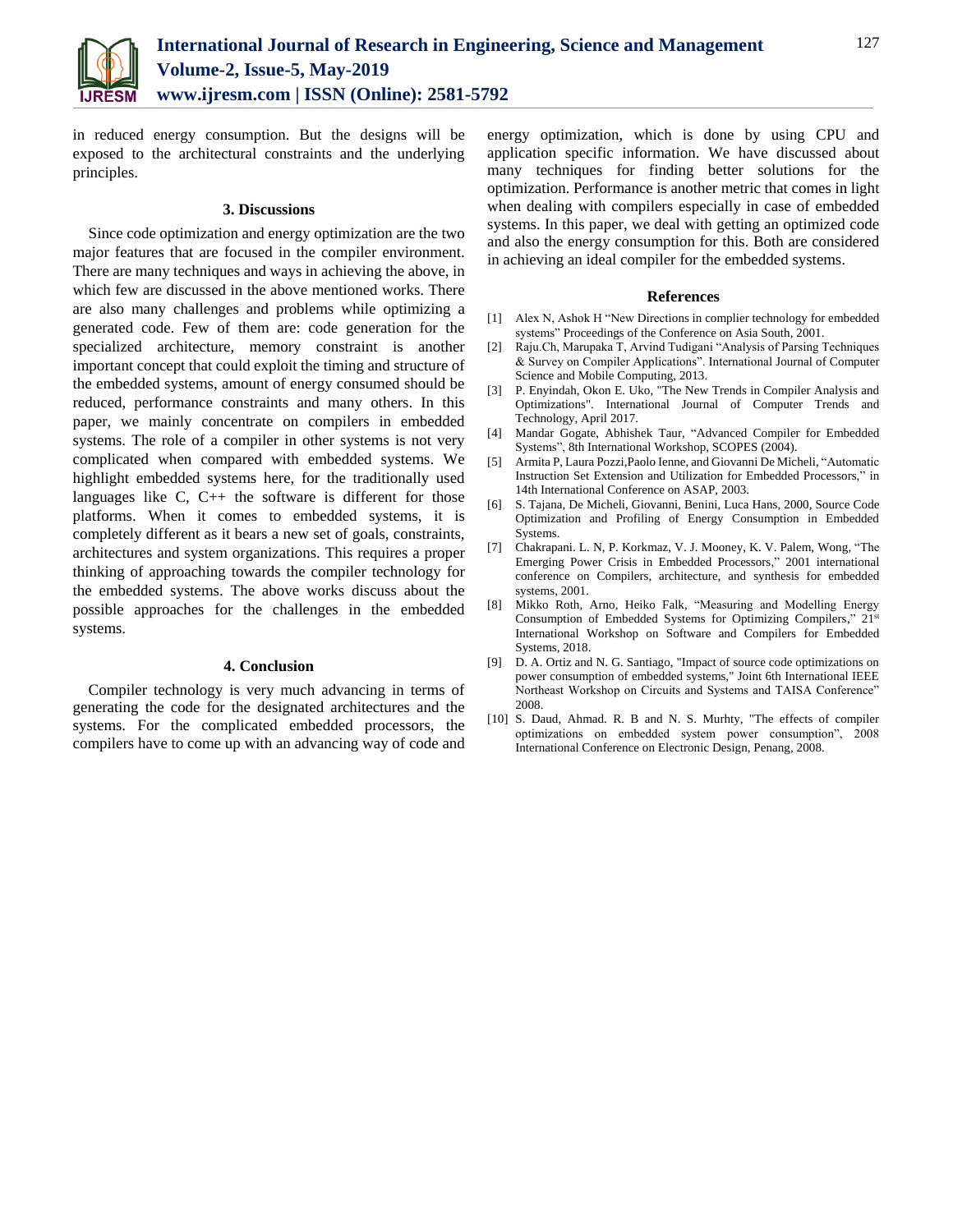in reduced energy consumption. But the designs will be exposed to the architectural constraints and the underlying principles.

## 3. Discussions

Since code optimization and energy optimization are the two major features that are focused in the compiler environment. There are many techniques and ways in achieving the above, in which few are discussed in the above mentioned works. There are also many challenges and problems while optimizing a generated code. Few of them are: code generation for the specialized architecture, memory constraint is another important concept that could exploit the timing and structure of the embedded systems, amount of energy consumed should be reduced, performance constraints and many others. In this paper, we mainly concentrate on compilers in embedded systems. The role of a compiler in other systems is not very complicated when compared with embedded systems. We highlight embedded systems here, for the traditionally used languages like C, C++ the software is different for those platforms. When it comes to embedded systems, it is completely different as it bears a new set of goals, constraints, architectures and system organizations. This requires a proper thinking of approaching towards the compiler technology for the embedded systems. The above works discuss about the possible approaches for the challenges in the embedded systems.

## 4. Conclusion

Compiler technology is very much advancing in terms of generating the code for the designated architectures and the systems. For the complicated embedded processors, the compilers have to come up with an advancing way of code and energy optimization, which is done by using CPU and application specific information. We have discussed about many techniques for finding better solutions for the optimization. Performance is another metric that comes in light when dealing with compilers especially in case of embedded systems. In this paper, we deal with getting an optimized code and also the energy consumption for this. Both are considered in achieving an ideal compiler for the embedded systems.

## References

[1] Alex N, Ashok H "New Directions in complier technology for embedded systems" Proceedings of the Conference on Asia South, 2001.

[2] Raju.Ch, Marupaka T, Arvind Tudigani "Analysis of Parsing Techniques & Survey on Compiler Applications". International Journal of Computer Science and Mobile Computing, 2013.

[3] P. Enyindah, Okon E. Uko, "The New Trends in Compiler Analysis and Optimizations". International Journal of Computer Trends and Technology, April 2017.

[4] Mandar Gogate, Abhishek Taur, "Advanced Compiler for Embedded Systems", 8th International Workshop, SCOPES (2004).

[5] Armita P, Laura Pozzi,Paolo Ienne, and Giovanni De Micheli, "Automatic Instruction Set Extension and Utilization for Embedded Processors," in 14th International Conference on ASAP, 2003.

[6] S. Tajana, De Micheli, Giovanni, Benini, Luca Hans, 2000, Source Code Optimization and Profiling of Energy Consumption in Embedded Systems.

[7] Chakrapani. L. N, P. Korkmaz, V. J. Mooney, K. V. Palem, Wong, "The Emerging Power Crisis in Embedded Processors," 2001 international conference on Compilers, architecture, and synthesis for embedded systems, 2001.

[8] Mikko Roth, Arno, Heiko Falk, "Measuring and Modelling Energy Consumption of Embedded Systems for Optimizing Compilers," 21st International Workshop on Software and Compilers for Embedded Systems, 2018.

[9] D. A. Ortiz and N. G. Santiago, "Impact of source code optimizations on power consumption of embedded systems," Joint 6th International IEEE Northeast Workshop on Circuits and Systems and TAISA Conference" 2008.

[10] S. Daud, Ahmad. R. B and N. S. Murhty, "The effects of compiler optimizations on embedded system power consumption", 2008 International Conference on Electronic Design, Penang, 2008.